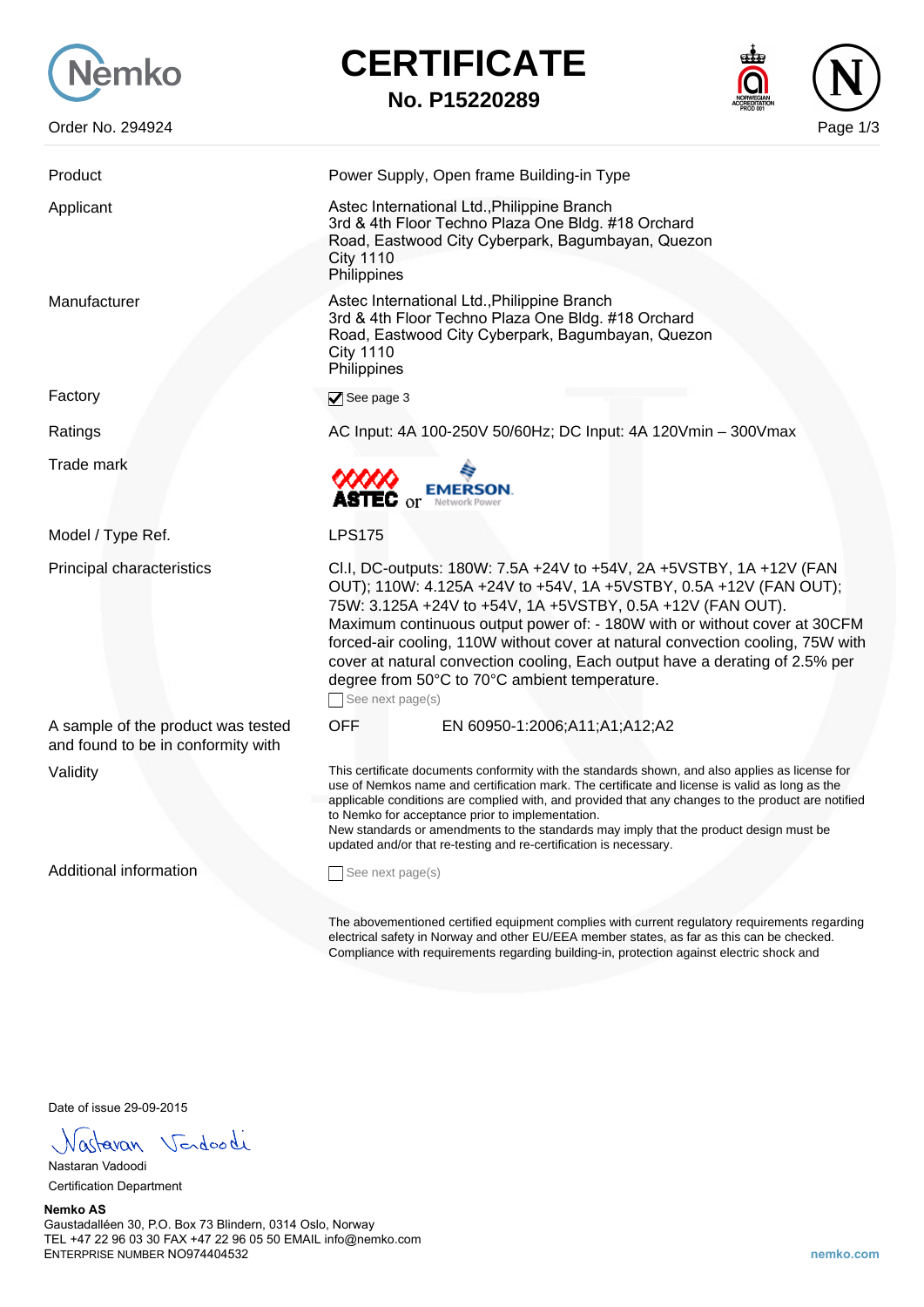Nemko

Order No. 294924

# CERTIFICATE

## No. P15220289

| | |
|---|---|
| Product | Power Supply, Open frame Building-in Type |
| Applicant | Astec International Ltd.,Philippine Branch<br>3rd & 4th Floor Techno Plaza One Bldg. #18 Orchard Road, Eastwood City Cyberpark, Bagumbayan, Quezon City 1110<br>Philippines |
| Manufacturer | Astec International Ltd.,Philippine Branch<br>3rd & 4th Floor Techno Plaza One Bldg. #18 Orchard Road, Eastwood City Cyberpark, Bagumbayan, Quezon City 1110<br>Philippines |
| Factory | ☑ See page 3 |
| Ratings | AC Input: 4A 100-250V 50/60Hz; DC Input: 4A 120Vmin – 300Vmax |
| Trade mark | ASTEC or EMERSON Network Power |
| Model / Type Ref. | LPS175 |
| Principal characteristics | Cl.I, DC-outputs: 180W: 7.5A +24V to +54V, 2A +5VSTBY, 1A +12V (FAN OUT); 110W: 4.125A +24V to +54V, 1A +5VSTBY, 0.5A +12V (FAN OUT); 75W: 3.125A +24V to +54V, 1A +5VSTBY, 0.5A +12V (FAN OUT).<br>Maximum continuous output power of: - 180W with or without cover at 30CFM forced-air cooling, 110W without cover at natural convection cooling, 75W with cover at natural convection cooling, Each output have a derating of 2.5% per degree from 50°C to 70°C ambient temperature.<br>☐ See next page(s) |
| A sample of the product was tested and found to be in conformity with | OFF EN 60950-1:2006;A11;A1;A12;A2 |
| Validity | This certificate documents conformity with the standards shown, and also applies as license for use of Nemkos name and certification mark. The certificate and license is valid as long as the applicable conditions are complied with, and provided that any changes to the product are notified to Nemko for acceptance prior to implementation.<br>New standards or amendments to the standards may imply that the product design must be updated and/or that re-testing and re-certification is necessary. |
| Additional information | ☐ See next page(s) |

The abovementioned certified equipment complies with current regulatory requirements regarding electrical safety in Norway and other EU/EEA member states, as far as this can be checked. Compliance with requirements regarding building-in, protection against electric shock and

Date of issue 29-09-2015

Nastaran Vadoodi

Nastaran Vadoodi
Certification Department

**Nemko AS**
Gaustadalléen 30, P.O. Box 73 Blindern, 0314 Oslo, Norway
TEL +47 22 96 03 30 FAX +47 22 96 05 50 EMAIL info@nemko.com
ENTERPRISE NUMBER NO974404532

nemko.com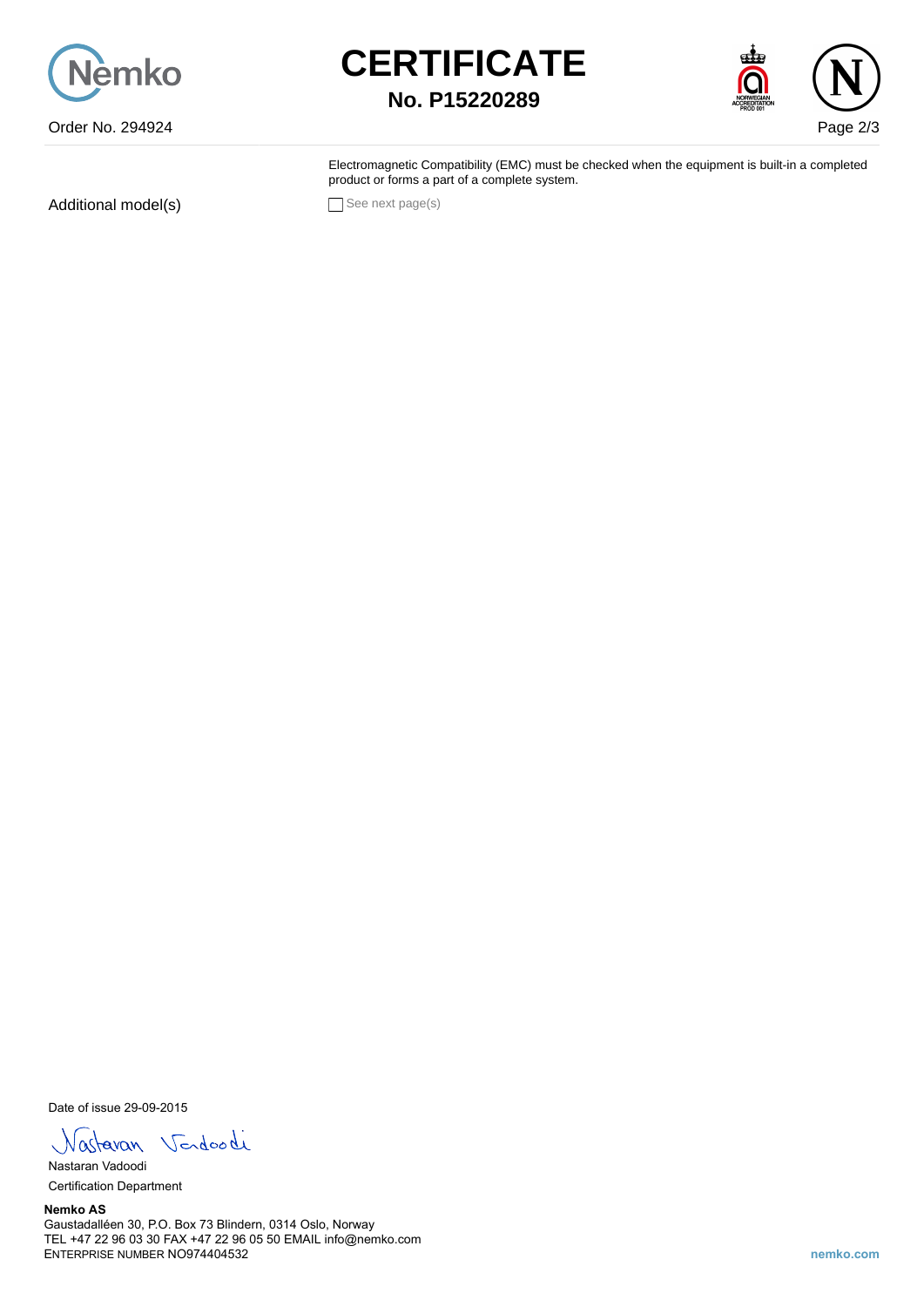# CERTIFICATE

**No. P15220289**

Order No. 294924

Electromagnetic Compatibility (EMC) must be checked when the equipment is built-in a completed product or forms a part of a complete system.

Additional model(s) ☐ See next page(s)

Date of issue 29-09-2015

Nastaran Vadoodi

Certification Department

**Nemko AS**

Gaustadalléen 30, P.O. Box 73 Blindern, 0314 Oslo, Norway

TEL +47 22 96 03 30 FAX +47 22 96 05 50 EMAIL info@nemko.com

ENTERPRISE NUMBER NO974404532

nemko.com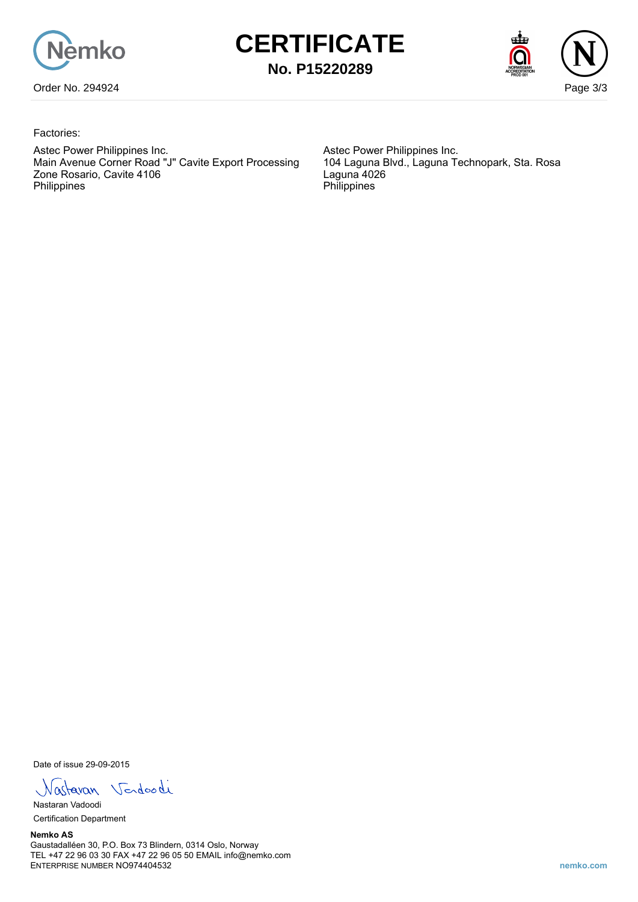# CERTIFICATE

**No. P15220289**

Order No. 294924

Factories:

Astec Power Philippines Inc.
Main Avenue Corner Road "J" Cavite Export Processing Zone Rosario, Cavite 4106
Philippines

Astec Power Philippines Inc.
104 Laguna Blvd., Laguna Technopark, Sta. Rosa
Laguna 4026
Philippines

Date of issue 29-09-2015

Nastaran Vadoodi
Certification Department

**Nemko AS**
Gaustadalléen 30, P.O. Box 73 Blindern, 0314 Oslo, Norway
TEL +47 22 96 03 30 FAX +47 22 96 05 50 EMAIL info@nemko.com
ENTERPRISE NUMBER NO974404532

nemko.com